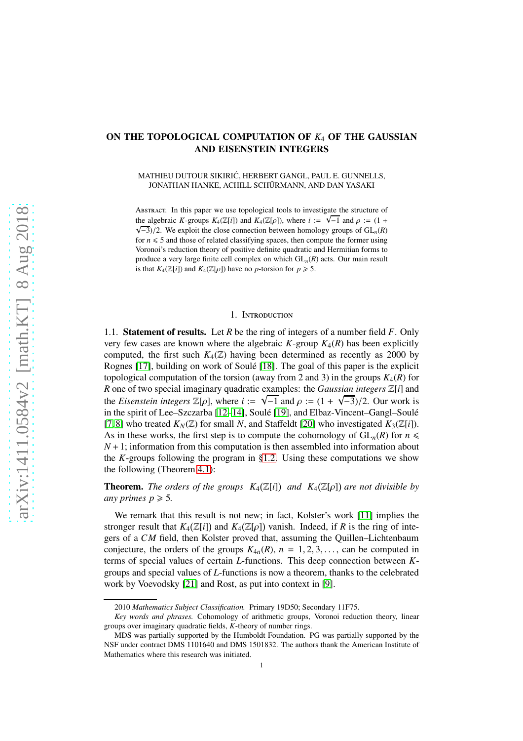# ON THE TOPOLOGICAL COMPUTATION OF $K_4$ OF THE GAUSSIAN AND EISENSTEIN INTEGERS

MATHIEU DUTOUR SIKIRIĆ, HERBERT GANGL, PAUL E. GUNNELLS, JONATHAN HANKE, ACHILL SCHÜRMANN, AND DAN YASAKI

Abstract. In this paper we use topological tools to investigate the structure of the algebraic $K$-groups $K_4(\mathbb{Z}[i])$ and $K_4(\mathbb{Z}[\rho])$, where $i := \sqrt{-1}$ and $\rho := (1 + \sqrt{-3})/2$. We exploit the close connection between homology groups of $\mathrm{GL}_n(R)$ for $n \leqslant 5$ and those of related classifying spaces, then compute the former using Voronoi's reduction theory of positive definite quadratic and Hermitian forms to produce a very large finite cell complex on which $\mathrm{GL}_n(R)$ acts. Our main result is that $K_4(\mathbb{Z}[i])$ and $K_4(\mathbb{Z}[\rho])$ have no $p$-torsion for $p \geqslant 5$.

## 1. Introduction

1.1. **Statement of results.** Let $R$ be the ring of integers of a number field $F$. Only very few cases are known where the algebraic $K$-group $K_4(R)$ has been explicitly computed, the first such $K_4(\mathbb{Z})$ having been determined as recently as 2000 by Rognes [17], building on work of Soulé [18]. The goal of this paper is the explicit topological computation of the torsion (away from 2 and 3) in the groups $K_4(R)$ for $R$ one of two special imaginary quadratic examples: the *Gaussian integers* $\mathbb{Z}[i]$ and the *Eisenstein integers* $\mathbb{Z}[\rho]$, where $i := \sqrt{-1}$ and $\rho := (1 + \sqrt{-3})/2$. Our work is in the spirit of Lee–Szczarba [12–14], Soulé [19], and Elbaz-Vincent–Gangl–Soulé [7, 8] who treated $K_N(\mathbb{Z})$ for small $N$, and Staffeldt [20] who investigated $K_3(\mathbb{Z}[i])$. As in these works, the first step is to compute the cohomology of $\mathrm{GL}_n(R)$ for $n \leqslant N + 1$; information from this computation is then assembled into information about the $K$-groups following the program in §1.2. Using these computations we show the following (Theorem 4.1):

**Theorem.** *The orders of the groups* $K_4(\mathbb{Z}[i])$ *and* $K_4(\mathbb{Z}[\rho])$ *are not divisible by any primes* $p \geqslant 5$*.*

We remark that this result is not new; in fact, Kolster's work [11] implies the stronger result that $K_4(\mathbb{Z}[i])$ and $K_4(\mathbb{Z}[\rho])$ vanish. Indeed, if $R$ is the ring of integers of a $CM$ field, then Kolster proved that, assuming the Quillen–Lichtenbaum conjecture, the orders of the groups $K_{4n}(R)$, $n = 1, 2, 3, \ldots$, can be computed in terms of special values of certain $L$-functions. This deep connection between $K$-groups and special values of $L$-functions is now a theorem, thanks to the celebrated work by Voevodsky [21] and Rost, as put into context in [9].

---

2010 *Mathematics Subject Classification.* Primary 19D50; Secondary 11F75.

*Key words and phrases.* Cohomology of arithmetic groups, Voronoi reduction theory, linear groups over imaginary quadratic fields, $K$-theory of number rings.

MDS was partially supported by the Humboldt Foundation. PG was partially supported by the NSF under contract DMS 1101640 and DMS 1501832. The authors thank the American Institute of Mathematics where this research was initiated.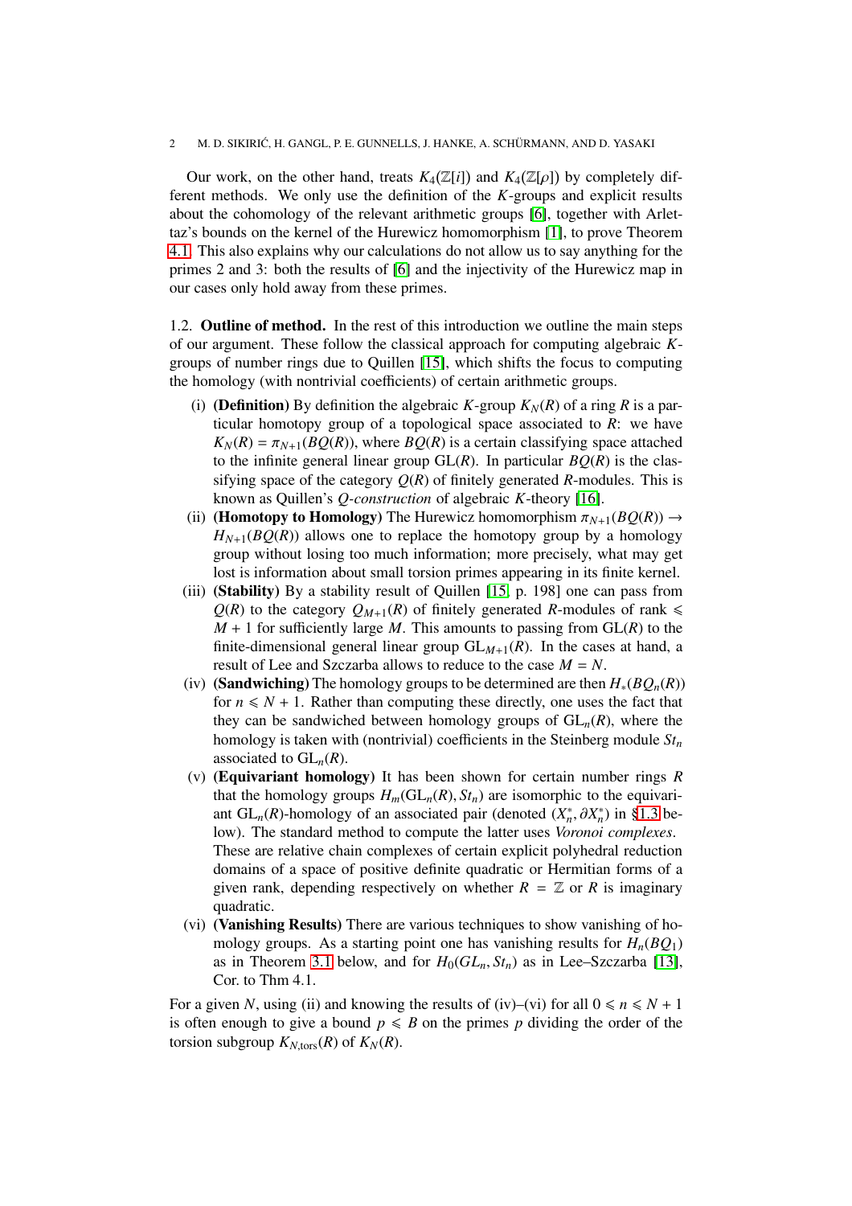Our work, on the other hand, treats $K_4(\mathbb{Z}[i])$ and $K_4(\mathbb{Z}[\rho])$ by completely different methods. We only use the definition of the $K$-groups and explicit results about the cohomology of the relevant arithmetic groups [6], together with Arlettaz's bounds on the kernel of the Hurewicz homomorphism [1], to prove Theorem 4.1. This also explains why our calculations do not allow us to say anything for the primes 2 and 3: both the results of [6] and the injectivity of the Hurewicz map in our cases only hold away from these primes.

### 1.2. Outline of method.

In the rest of this introduction we outline the main steps of our argument. These follow the classical approach for computing algebraic $K$-groups of number rings due to Quillen [15], which shifts the focus to computing the homology (with nontrivial coefficients) of certain arithmetic groups.

(i) **(Definition)** By definition the algebraic $K$-group $K_N(R)$ of a ring $R$ is a particular homotopy group of a topological space associated to $R$: we have $K_N(R) = \pi_{N+1}(BQ(R))$, where $BQ(R)$ is a certain classifying space attached to the infinite general linear group $\mathrm{GL}(R)$. In particular $BQ(R)$ is the classifying space of the category $Q(R)$ of finitely generated $R$-modules. This is known as Quillen's *$Q$-construction* of algebraic $K$-theory [16].

(ii) **(Homotopy to Homology)** The Hurewicz homomorphism $\pi_{N+1}(BQ(R)) \to H_{N+1}(BQ(R))$ allows one to replace the homotopy group by a homology group without losing too much information; more precisely, what may get lost is information about small torsion primes appearing in its finite kernel.

(iii) **(Stability)** By a stability result of Quillen [15, p. 198] one can pass from $Q(R)$ to the category $Q_{M+1}(R)$ of finitely generated $R$-modules of rank $\leqslant M+1$ for sufficiently large $M$. This amounts to passing from $\mathrm{GL}(R)$ to the finite-dimensional general linear group $\mathrm{GL}_{M+1}(R)$. In the cases at hand, a result of Lee and Szczarba allows to reduce to the case $M = N$.

(iv) **(Sandwiching)** The homology groups to be determined are then $H_*(BQ_n(R))$ for $n \leqslant N+1$. Rather than computing these directly, one uses the fact that they can be sandwiched between homology groups of $\mathrm{GL}_n(R)$, where the homology is taken with (nontrivial) coefficients in the Steinberg module $St_n$ associated to $\mathrm{GL}_n(R)$.

(v) **(Equivariant homology)** It has been shown for certain number rings $R$ that the homology groups $H_m(\mathrm{GL}_n(R), St_n)$ are isomorphic to the equivariant $\mathrm{GL}_n(R)$-homology of an associated pair (denoted $(X_n^*, \partial X_n^*)$ in §1.3 below). The standard method to compute the latter uses *Voronoi complexes*. These are relative chain complexes of certain explicit polyhedral reduction domains of a space of positive definite quadratic or Hermitian forms of a given rank, depending respectively on whether $R = \mathbb{Z}$ or $R$ is imaginary quadratic.

(vi) **(Vanishing Results)** There are various techniques to show vanishing of homology groups. As a starting point one has vanishing results for $H_n(BQ_1)$ as in Theorem 3.1 below, and for $H_0(GL_n, St_n)$ as in Lee–Szczarba [13], Cor. to Thm 4.1.

For a given $N$, using (ii) and knowing the results of (iv)–(vi) for all $0 \leqslant n \leqslant N+1$ is often enough to give a bound $p \leqslant B$ on the primes $p$ dividing the order of the torsion subgroup $K_{N,\mathrm{tors}}(R)$ of $K_N(R)$.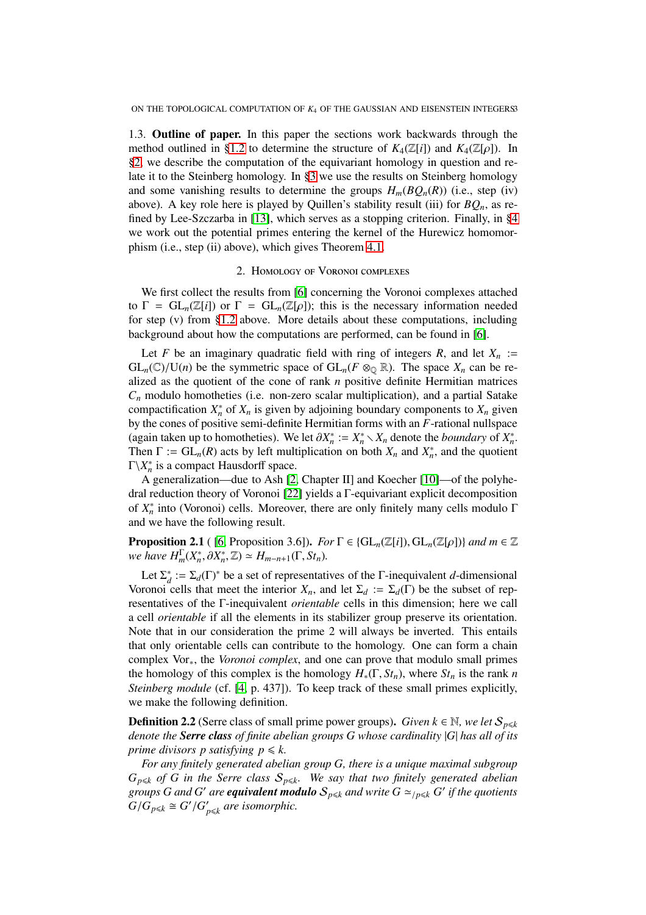1.3. **Outline of paper.** In this paper the sections work backwards through the method outlined in §1.2 to determine the structure of $K_4(\mathbb{Z}[i])$ and $K_4(\mathbb{Z}[\rho])$. In §2, we describe the computation of the equivariant homology in question and relate it to the Steinberg homology. In §3 we use the results on Steinberg homology and some vanishing results to determine the groups $H_m(BQ_n(R))$ (i.e., step (iv) above). A key role here is played by Quillen's stability result (iii) for $BQ_n$, as refined by Lee-Szczarba in [13], which serves as a stopping criterion. Finally, in §4 we work out the potential primes entering the kernel of the Hurewicz homomorphism (i.e., step (ii) above), which gives Theorem 4.1.

## 2. Homology of Voronoi complexes

We first collect the results from [6] concerning the Voronoi complexes attached to $\Gamma = \mathrm{GL}_n(\mathbb{Z}[i])$ or $\Gamma = \mathrm{GL}_n(\mathbb{Z}[\rho])$; this is the necessary information needed for step (v) from §1.2 above. More details about these computations, including background about how the computations are performed, can be found in [6].

Let $F$ be an imaginary quadratic field with ring of integers $R$, and let $X_n := \mathrm{GL}_n(\mathbb{C})/\mathrm{U}(n)$ be the symmetric space of $\mathrm{GL}_n(F \otimes_{\mathbb{Q}} \mathbb{R})$. The space $X_n$ can be realized as the quotient of the cone of rank $n$ positive definite Hermitian matrices $C_n$ modulo homotheties (i.e. non-zero scalar multiplication), and a partial Satake compactification $X_n^*$ of $X_n$ is given by adjoining boundary components to $X_n$ given by the cones of positive semi-definite Hermitian forms with an $F$-rational nullspace (again taken up to homotheties). We let $\partial X_n^* := X_n^* \smallsetminus X_n$ denote the *boundary* of $X_n^*$. Then $\Gamma := \mathrm{GL}_n(R)$ acts by left multiplication on both $X_n$ and $X_n^*$, and the quotient $\Gamma \backslash X_n^*$ is a compact Hausdorff space.

A generalization—due to Ash [2, Chapter II] and Koecher [10]—of the polyhedral reduction theory of Voronoi [22] yields a $\Gamma$-equivariant explicit decomposition of $X_n^*$ into (Voronoi) cells. Moreover, there are only finitely many cells modulo $\Gamma$ and we have the following result.

**Proposition 2.1** ( [6, Proposition 3.6]). *For $\Gamma \in \{\mathrm{GL}_n(\mathbb{Z}[i]), \mathrm{GL}_n(\mathbb{Z}[\rho])\}$ and $m \in \mathbb{Z}$ we have $H_m^{\Gamma}(X_n^*, \partial X_n^*, \mathbb{Z}) \simeq H_{m-n+1}(\Gamma, St_n)$.*

Let $\Sigma_d^* := \Sigma_d(\Gamma)^*$ be a set of representatives of the $\Gamma$-inequivalent $d$-dimensional Voronoi cells that meet the interior $X_n$, and let $\Sigma_d := \Sigma_d(\Gamma)$ be the subset of representatives of the $\Gamma$-inequivalent *orientable* cells in this dimension; here we call a cell *orientable* if all the elements in its stabilizer group preserve its orientation. Note that in our consideration the prime 2 will always be inverted. This entails that only orientable cells can contribute to the homology. One can form a chain complex $\mathrm{Vor}_*$, the *Voronoi complex*, and one can prove that modulo small primes the homology of this complex is the homology $H_*(\Gamma, St_n)$, where $St_n$ is the rank $n$ *Steinberg module* (cf. [4, p. 437]). To keep track of these small primes explicitly, we make the following definition.

**Definition 2.2** (Serre class of small prime power groups). *Given $k \in \mathbb{N}$, we let $\mathcal{S}_{p \leqslant k}$ denote the **Serre class** of finite abelian groups $G$ whose cardinality $|G|$ has all of its prime divisors $p$ satisfying $p \leqslant k$.*

*For any finitely generated abelian group $G$, there is a unique maximal subgroup $G_{p \leqslant k}$ of $G$ in the Serre class $\mathcal{S}_{p \leqslant k}$. We say that two finitely generated abelian groups $G$ and $G'$ are **equivalent modulo** $\mathcal{S}_{p \leqslant k}$ and write $G \simeq_{/p \leqslant k} G'$ if the quotients $G/G_{p \leqslant k} \cong G'/G'_{p \leqslant k}$ are isomorphic.*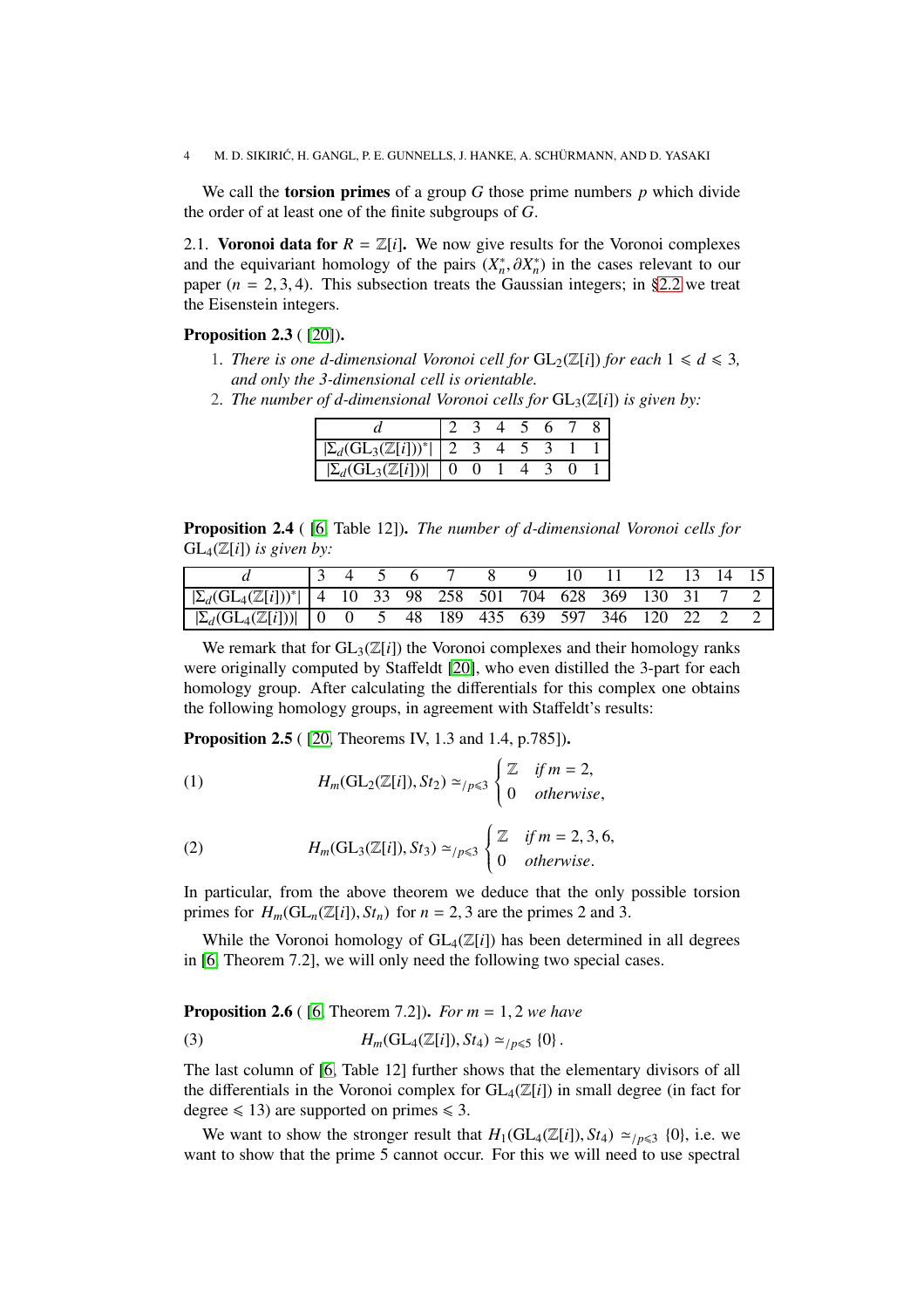We call the **torsion primes** of a group $G$ those prime numbers $p$ which divide the order of at least one of the finite subgroups of $G$.

2.1. **Voronoi data for $R = \mathbb{Z}[i]$.** We now give results for the Voronoi complexes and the equivariant homology of the pairs $(X_n^*, \partial X_n^*)$ in the cases relevant to our paper ($n = 2, 3, 4$). This subsection treats the Gaussian integers; in §2.2 we treat the Eisenstein integers.

**Proposition 2.3** ( [20]).

1. *There is one $d$-dimensional Voronoi cell for $\mathrm{GL}_2(\mathbb{Z}[i])$ for each $1 \leqslant d \leqslant 3$, and only the 3-dimensional cell is orientable.*
2. *The number of $d$-dimensional Voronoi cells for $\mathrm{GL}_3(\mathbb{Z}[i])$ is given by:*

| $d$ | 2 | 3 | 4 | 5 | 6 | 7 | 8 |
|---|---|---|---|---|---|---|---|
| $\lvert\Sigma_d(\mathrm{GL}_3(\mathbb{Z}[i]))^*\rvert$ | 2 | 3 | 4 | 5 | 3 | 1 | 1 |
| $\lvert\Sigma_d(\mathrm{GL}_3(\mathbb{Z}[i]))\rvert$ | 0 | 0 | 1 | 4 | 3 | 0 | 1 |

**Proposition 2.4** ( [6, Table 12]). *The number of $d$-dimensional Voronoi cells for $\mathrm{GL}_4(\mathbb{Z}[i])$ is given by:*

| $d$ | 3 | 4 | 5 | 6 | 7 | 8 | 9 | 10 | 11 | 12 | 13 | 14 | 15 |
|---|---|---|---|---|---|---|---|---|---|---|---|---|---|
| $\lvert\Sigma_d(\mathrm{GL}_4(\mathbb{Z}[i]))^*\rvert$ | 4 | 10 | 33 | 98 | 258 | 501 | 704 | 628 | 369 | 130 | 31 | 7 | 2 |
| $\lvert\Sigma_d(\mathrm{GL}_4(\mathbb{Z}[i]))\rvert$ | 0 | 0 | 5 | 48 | 189 | 435 | 639 | 597 | 346 | 120 | 22 | 2 | 2 |

We remark that for $\mathrm{GL}_3(\mathbb{Z}[i])$ the Voronoi complexes and their homology ranks were originally computed by Staffeldt [20], who even distilled the 3-part for each homology group. After calculating the differentials for this complex one obtains the following homology groups, in agreement with Staffeldt's results:

**Proposition 2.5** ( [20, Theorems IV, 1.3 and 1.4, p.785]).

$$H_m(\mathrm{GL}_2(\mathbb{Z}[i]), St_2) \simeq_{/p\leqslant 3} \begin{cases} \mathbb{Z} & \text{if } m = 2, \\ 0 & \text{otherwise}, \end{cases} \tag{1}$$

$$H_m(\mathrm{GL}_3(\mathbb{Z}[i]), St_3) \simeq_{/p\leqslant 3} \begin{cases} \mathbb{Z} & \text{if } m = 2, 3, 6, \\ 0 & \text{otherwise}. \end{cases} \tag{2}$$

In particular, from the above theorem we deduce that the only possible torsion primes for $H_m(\mathrm{GL}_n(\mathbb{Z}[i]), St_n)$ for $n = 2, 3$ are the primes 2 and 3.

While the Voronoi homology of $\mathrm{GL}_4(\mathbb{Z}[i])$ has been determined in all degrees in [6, Theorem 7.2], we will only need the following two special cases.

**Proposition 2.6** ( [6, Theorem 7.2]). *For $m = 1, 2$ we have*

$$H_m(\mathrm{GL}_4(\mathbb{Z}[i]), St_4) \simeq_{/p\leqslant 5} \{0\}. \tag{3}$$

The last column of [6, Table 12] further shows that the elementary divisors of all the differentials in the Voronoi complex for $\mathrm{GL}_4(\mathbb{Z}[i])$ in small degree (in fact for degree $\leqslant 13$) are supported on primes $\leqslant 3$.

We want to show the stronger result that $H_1(\mathrm{GL}_4(\mathbb{Z}[i]), St_4) \simeq_{/p\leqslant 3} \{0\}$, i.e. we want to show that the prime 5 cannot occur. For this we will need to use spectral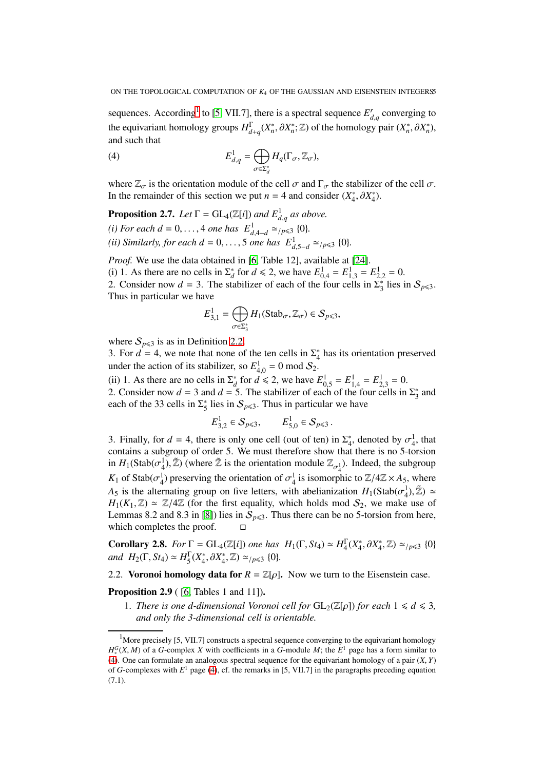sequences. According[1] to [5, VII.7], there is a spectral sequence $E^r_{d,q}$ converging to the equivariant homology groups $H^{\Gamma}_{d+q}(X^*_n, \partial X^*_n; \mathbb{Z})$ of the homology pair $(X^*_n, \partial X^*_n)$, and such that

$$E^1_{d,q} = \bigoplus_{\sigma \in \Sigma^*_d} H_q(\Gamma_\sigma, \mathbb{Z}_\sigma), \tag{4}$$

where $\mathbb{Z}_\sigma$ is the orientation module of the cell $\sigma$ and $\Gamma_\sigma$ the stabilizer of the cell $\sigma$. In the remainder of this section we put $n = 4$ and consider $(X^*_4, \partial X^*_4)$.

**Proposition 2.7.** *Let $\Gamma = \mathrm{GL}_4(\mathbb{Z}[i])$ and $E^1_{d,q}$ as above.*
*(i) For each $d = 0, \dots, 4$ one has $E^1_{d,4-d} \simeq_{/p\leqslant 3} \{0\}$.*
*(ii) Similarly, for each $d = 0, \dots, 5$ one has $E^1_{d,5-d} \simeq_{/p\leqslant 3} \{0\}$.*

*Proof.* We use the data obtained in [6, Table 12], available at [24].
(i) 1. As there are no cells in $\Sigma^*_d$ for $d \leqslant 2$, we have $E^1_{0,4} = E^1_{1,3} = E^1_{2,2} = 0$.
2. Consider now $d = 3$. The stabilizer of each of the four cells in $\Sigma^*_3$ lies in $\mathcal{S}_{p\leqslant 3}$. Thus in particular we have

$$E^1_{3,1} = \bigoplus_{\sigma \in \Sigma^*_3} H_1(\mathrm{Stab}_\sigma, \mathbb{Z}_\sigma) \in \mathcal{S}_{p\leqslant 3},$$

where $\mathcal{S}_{p\leqslant 3}$ is as in Definition 2.2.
3. For $d = 4$, we note that none of the ten cells in $\Sigma^*_4$ has its orientation preserved under the action of its stabilizer, so $E^1_{4,0} = 0 \bmod \mathcal{S}_2$.
(ii) 1. As there are no cells in $\Sigma^*_d$ for $d \leqslant 2$, we have $E^1_{0,5} = E^1_{1,4} = E^1_{2,3} = 0$.
2. Consider now $d = 3$ and $d = 5$. The stabilizer of each of the four cells in $\Sigma^*_3$ and each of the 33 cells in $\Sigma^*_5$ lies in $\mathcal{S}_{p\leqslant 3}$. Thus in particular we have

$$E^1_{3,2} \in \mathcal{S}_{p\leqslant 3}, \qquad E^1_{5,0} \in \mathcal{S}_{p\leqslant 3}\,.$$

3. Finally, for $d = 4$, there is only one cell (out of ten) in $\Sigma^*_4$, denoted by $\sigma^1_4$, that contains a subgroup of order 5. We must therefore show that there is no 5-torsion in $H_1(\mathrm{Stab}(\sigma^1_4), \tilde{\mathbb{Z}})$ (where $\tilde{\mathbb{Z}}$ is the orientation module $\mathbb{Z}_{\sigma^1_4}$). Indeed, the subgroup $K_1$ of $\mathrm{Stab}(\sigma^1_4)$ preserving the orientation of $\sigma^1_4$ is isomorphic to $\mathbb{Z}/4\mathbb{Z} \times A_5$, where $A_5$ is the alternating group on five letters, with abelianization $H_1(\mathrm{Stab}(\sigma^1_4), \tilde{\mathbb{Z}}) \simeq H_1(K_1, \mathbb{Z}) \simeq \mathbb{Z}/4\mathbb{Z}$ (for the first equality, which holds mod $\mathcal{S}_2$, we make use of Lemmas 8.2 and 8.3 in [8]) lies in $\mathcal{S}_{p\leqslant 3}$. Thus there can be no 5-torsion from here, which completes the proof. $\square$

**Corollary 2.8.** *For $\Gamma = \mathrm{GL}_4(\mathbb{Z}[i])$ one has $H_1(\Gamma, St_4) \simeq H^{\Gamma}_4(X^*_4, \partial X^*_4, \mathbb{Z}) \simeq_{/p\leqslant 3} \{0\}$ and $H_2(\Gamma, St_4) \simeq H^{\Gamma}_5(X^*_4, \partial X^*_4, \mathbb{Z}) \simeq_{/p\leqslant 3} \{0\}$.*

### 2.2. Voronoi homology data for $R = \mathbb{Z}[\rho]$.

Now we turn to the Eisenstein case.

**Proposition 2.9** ( [6, Tables 1 and 11]).

1. *There is one $d$-dimensional Voronoi cell for $\mathrm{GL}_2(\mathbb{Z}[\rho])$ for each $1 \leqslant d \leqslant 3$, and only the 3-dimensional cell is orientable.*

[1] More precisely [5, VII.7] constructs a spectral sequence converging to the equivariant homology $H^G_*(X, M)$ of a $G$-complex $X$ with coefficients in a $G$-module $M$; the $E^1$ page has a form similar to (4). One can formulate an analogous spectral sequence for the equivariant homology of a pair $(X, Y)$ of $G$-complexes with $E^1$ page (4), cf. the remarks in [5, VII.7] in the paragraphs preceding equation (7.1).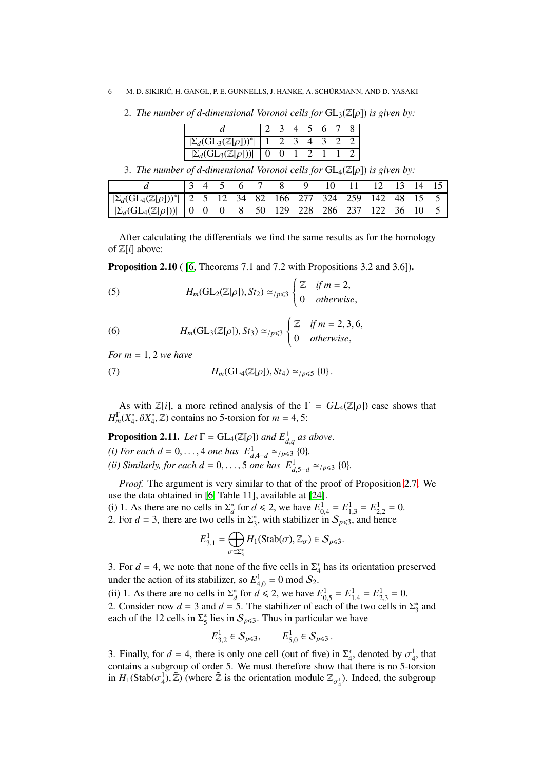2. *The number of d-dimensional Voronoi cells for* $\mathrm{GL}_3(\mathbb{Z}[\rho])$ *is given by:*

| $d$ | 2 | 3 | 4 | 5 | 6 | 7 | 8 |
|---|---|---|---|---|---|---|---|
| $\lvert\Sigma_d(\mathrm{GL}_3(\mathbb{Z}[\rho]))^*\rvert$ | 1 | 2 | 3 | 4 | 3 | 2 | 2 |
| $\lvert\Sigma_d(\mathrm{GL}_3(\mathbb{Z}[\rho]))\rvert$ | 0 | 0 | 1 | 2 | 1 | 1 | 2 |

3. *The number of d-dimensional Voronoi cells for* $\mathrm{GL}_4(\mathbb{Z}[\rho])$ *is given by:*

| $d$ | 3 | 4 | 5 | 6 | 7 | 8 | 9 | 10 | 11 | 12 | 13 | 14 | 15 |
|---|---|---|---|---|---|---|---|---|---|---|---|---|---|
| $\lvert\Sigma_d(\mathrm{GL}_4(\mathbb{Z}[\rho]))^*\rvert$ | 2 | 5 | 12 | 34 | 82 | 166 | 277 | 324 | 259 | 142 | 48 | 15 | 5 |
| $\lvert\Sigma_d(\mathrm{GL}_4(\mathbb{Z}[\rho]))\rvert$ | 0 | 0 | 0 | 8 | 50 | 129 | 228 | 286 | 237 | 122 | 36 | 10 | 5 |

After calculating the differentials we find the same results as for the homology of $\mathbb{Z}[i]$ above:

**Proposition 2.10** ( [6, Theorems 7.1 and 7.2 with Propositions 3.2 and 3.6]).

$$H_m(\mathrm{GL}_2(\mathbb{Z}[\rho]), St_2) \simeq_{/p\leqslant 3} \begin{cases} \mathbb{Z} & \text{if } m = 2, \\ 0 & \text{otherwise}, \end{cases} \tag{5}$$

$$H_m(\mathrm{GL}_3(\mathbb{Z}[\rho]), St_3) \simeq_{/p\leqslant 3} \begin{cases} \mathbb{Z} & \text{if } m = 2, 3, 6, \\ 0 & \text{otherwise}, \end{cases} \tag{6}$$

*For* $m = 1, 2$ *we have*

$$H_m(\mathrm{GL}_4(\mathbb{Z}[\rho]), St_4) \simeq_{/p\leqslant 5} \{0\}\,. \tag{7}$$

As with $\mathbb{Z}[i]$, a more refined analysis of the $\Gamma = GL_4(\mathbb{Z}[\rho])$ case shows that $H^{\Gamma}_m(X^*_4, \partial X^*_4, \mathbb{Z})$ contains no 5-torsion for $m = 4, 5$:

**Proposition 2.11.** *Let* $\Gamma = \mathrm{GL}_4(\mathbb{Z}[\rho])$ *and* $E^1_{d,q}$ *as above.*
*(i) For each* $d = 0, \ldots, 4$ *one has* $E^1_{d,4-d} \simeq_{/p\leqslant 3} \{0\}$.
*(ii) Similarly, for each* $d = 0, \ldots, 5$ *one has* $E^1_{d,5-d} \simeq_{/p\leqslant 3} \{0\}$.

*Proof.* The argument is very similar to that of the proof of Proposition 2.7. We use the data obtained in [6, Table 11], available at [24].
(i) 1. As there are no cells in $\Sigma^*_d$ for $d \leqslant 2$, we have $E^1_{0,4} = E^1_{1,3} = E^1_{2,2} = 0$.
2. For $d = 3$, there are two cells in $\Sigma^*_3$, with stabilizer in $\mathcal{S}_{p\leqslant 3}$, and hence

$$E^1_{3,1} = \bigoplus_{\sigma\in\Sigma^*_3} H_1(\mathrm{Stab}(\sigma), \mathbb{Z}_\sigma) \in \mathcal{S}_{p\leqslant 3}.$$

3. For $d = 4$, we note that none of the five cells in $\Sigma^*_4$ has its orientation preserved under the action of its stabilizer, so $E^1_{4,0} = 0 \bmod \mathcal{S}_2$.
(ii) 1. As there are no cells in $\Sigma^*_d$ for $d \leqslant 2$, we have $E^1_{0,5} = E^1_{1,4} = E^1_{2,3} = 0$.
2. Consider now $d = 3$ and $d = 5$. The stabilizer of each of the two cells in $\Sigma^*_3$ and each of the 12 cells in $\Sigma^*_5$ lies in $\mathcal{S}_{p\leqslant 3}$. Thus in particular we have

$$E^1_{3,2} \in \mathcal{S}_{p\leqslant 3}, \qquad E^1_{5,0} \in \mathcal{S}_{p\leqslant 3}\,.$$

3. Finally, for $d = 4$, there is only one cell (out of five) in $\Sigma^*_4$, denoted by $\sigma^1_4$, that contains a subgroup of order 5. We must therefore show that there is no 5-torsion in $H_1(\mathrm{Stab}(\sigma^1_4), \tilde{\mathbb{Z}})$ (where $\tilde{\mathbb{Z}}$ is the orientation module $\mathbb{Z}_{\sigma^1_4}$). Indeed, the subgroup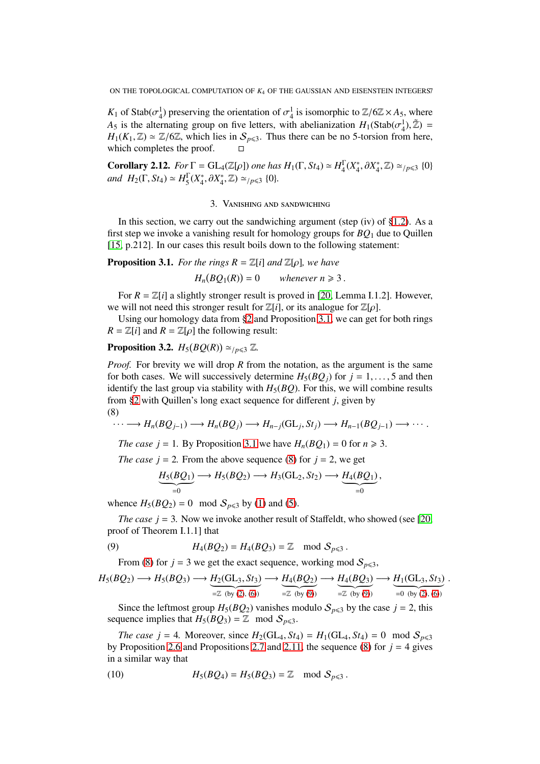$K_1$ of $\mathrm{Stab}(\sigma_4^1)$ preserving the orientation of $\sigma_4^1$ is isomorphic to $\mathbb{Z}/6\mathbb{Z} \times A_5$, where $A_5$ is the alternating group on five letters, with abelianization $H_1(\mathrm{Stab}(\sigma_4^1), \tilde{\mathbb{Z}}) = H_1(K_1, \mathbb{Z}) \simeq \mathbb{Z}/6\mathbb{Z}$, which lies in $\mathcal{S}_{p\leqslant 3}$. Thus there can be no 5-torsion from here, which completes the proof. □

**Corollary 2.12.** *For* $\Gamma = \mathrm{GL}_4(\mathbb{Z}[\rho])$ *one has* $H_1(\Gamma, St_4) \simeq H_4^{\Gamma}(X_4^*, \partial X_4^*, \mathbb{Z}) \simeq_{/p\leqslant 3} \{0\}$ *and* $H_2(\Gamma, St_4) \simeq H_5^{\Gamma}(X_4^*, \partial X_4^*, \mathbb{Z}) \simeq_{/p\leqslant 3} \{0\}$.

## 3. Vanishing and sandwiching

In this section, we carry out the sandwiching argument (step (iv) of §1.2). As a first step we invoke a vanishing result for homology groups for $BQ_1$ due to Quillen [15, p.212]. In our cases this result boils down to the following statement:

**Proposition 3.1.** *For the rings* $R = \mathbb{Z}[i]$ *and* $\mathbb{Z}[\rho]$, *we have*

$$H_n(BQ_1(R)) = 0 \qquad \text{whenever } n \geqslant 3\,.$$

For $R = \mathbb{Z}[i]$ a slightly stronger result is proved in [20, Lemma I.1.2]. However, we will not need this stronger result for $\mathbb{Z}[i]$, or its analogue for $\mathbb{Z}[\rho]$.

Using our homology data from §2 and Proposition 3.1, we can get for both rings $R = \mathbb{Z}[i]$ and $R = \mathbb{Z}[\rho]$ the following result:

**Proposition 3.2.** $H_5(BQ(R)) \simeq_{/p\leqslant 3} \mathbb{Z}$.

*Proof.* For brevity we will drop $R$ from the notation, as the argument is the same for both cases. We will successively determine $H_5(BQ_j)$ for $j = 1, \ldots, 5$ and then identify the last group via stability with $H_5(BQ)$. For this, we will combine results from §2 with Quillen's long exact sequence for different $j$, given by

(8)
$$\cdots \longrightarrow H_n(BQ_{j-1}) \longrightarrow H_n(BQ_j) \longrightarrow H_{n-j}(\mathrm{GL}_j, St_j) \longrightarrow H_{n-1}(BQ_{j-1}) \longrightarrow \cdots.$$

*The case* $j = 1$. By Proposition 3.1 we have $H_n(BQ_1) = 0$ for $n \geqslant 3$.

*The case* $j = 2$. From the above sequence (8) for $j = 2$, we get

$$\underbrace{H_5(BQ_1)}_{=0} \longrightarrow H_5(BQ_2) \longrightarrow H_3(\mathrm{GL}_2, St_2) \longrightarrow \underbrace{H_4(BQ_1)}_{=0},$$

whence $H_5(BQ_2) = 0 \mod \mathcal{S}_{p\leqslant 3}$ by (1) and (5).

*The case* $j = 3$. Now we invoke another result of Staffeldt, who showed (see [20, proof of Theorem I.1.1] that

(9)
$$H_4(BQ_2) = H_4(BQ_3) = \mathbb{Z} \mod \mathcal{S}_{p\leqslant 3}\,.$$

From (8) for $j = 3$ we get the exact sequence, working mod $\mathcal{S}_{p\leqslant 3}$,

$$H_5(BQ_2) \longrightarrow H_5(BQ_3) \longrightarrow \underbrace{H_2(\mathrm{GL}_3, St_3)}_{=\mathbb{Z}\ (\text{by } (2),\,(6))} \longrightarrow \underbrace{H_4(BQ_2)}_{=\mathbb{Z}\ (\text{by } (9))} \longrightarrow \underbrace{H_4(BQ_3)}_{=\mathbb{Z}\ (\text{by } (9))} \longrightarrow \underbrace{H_1(\mathrm{GL}_3, St_3)}_{=0\ (\text{by } (2),\,(6))}.$$

Since the leftmost group $H_5(BQ_2)$ vanishes modulo $\mathcal{S}_{p\leqslant 3}$ by the case $j = 2$, this sequence implies that $H_5(BQ_3) = \mathbb{Z} \mod \mathcal{S}_{p\leqslant 3}$.

*The case* $j = 4$. Moreover, since $H_2(\mathrm{GL}_4, St_4) = H_1(\mathrm{GL}_4, St_4) = 0 \mod \mathcal{S}_{p\leqslant 3}$ by Proposition 2.6 and Propositions 2.7 and 2.11, the sequence (8) for $j = 4$ gives in a similar way that

(10)
$$H_5(BQ_4) = H_5(BQ_3) = \mathbb{Z} \mod \mathcal{S}_{p\leqslant 3}\,.$$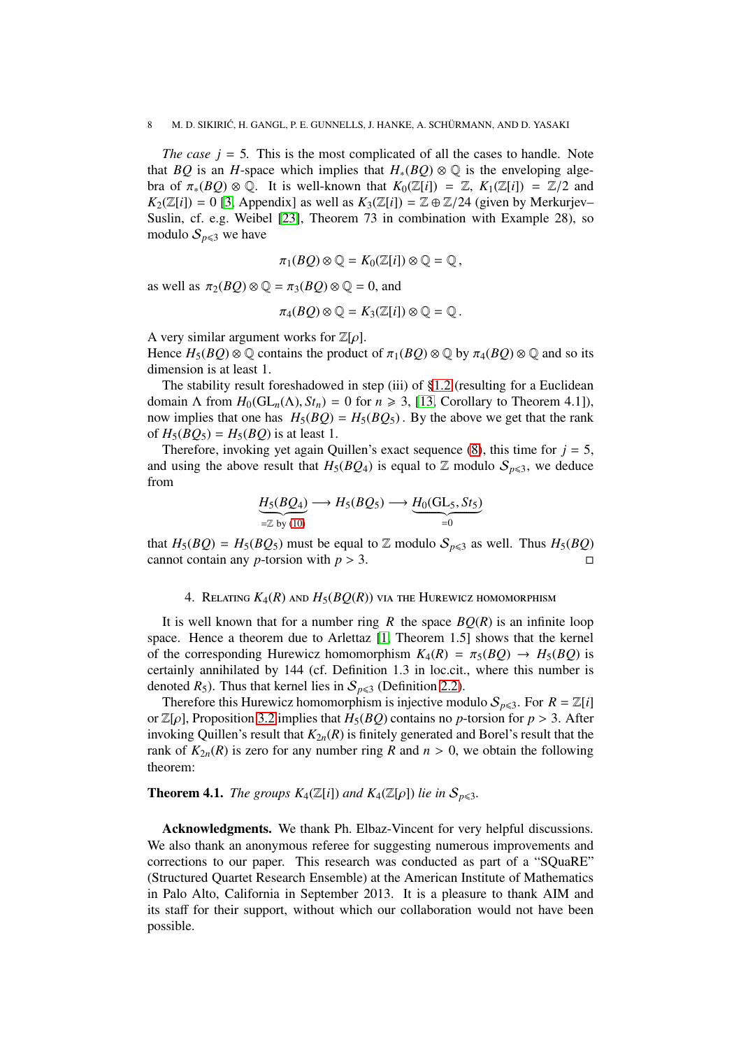*The case* $j = 5$. This is the most complicated of all the cases to handle. Note that $BQ$ is an $H$-space which implies that $H_*(BQ) \otimes \mathbb{Q}$ is the enveloping algebra of $\pi_*(BQ) \otimes \mathbb{Q}$. It is well-known that $K_0(\mathbb{Z}[i]) = \mathbb{Z}$, $K_1(\mathbb{Z}[i]) = \mathbb{Z}/2$ and $K_2(\mathbb{Z}[i]) = 0$ [3, Appendix] as well as $K_3(\mathbb{Z}[i]) = \mathbb{Z} \oplus \mathbb{Z}/24$ (given by Merkurjev–Suslin, cf. e.g. Weibel [23], Theorem 73 in combination with Example 28), so modulo $\mathcal{S}_{p\leqslant 3}$ we have

$$\pi_1(BQ) \otimes \mathbb{Q} = K_0(\mathbb{Z}[i]) \otimes \mathbb{Q} = \mathbb{Q}\,,$$

as well as $\pi_2(BQ) \otimes \mathbb{Q} = \pi_3(BQ) \otimes \mathbb{Q} = 0$, and

$$\pi_4(BQ) \otimes \mathbb{Q} = K_3(\mathbb{Z}[i]) \otimes \mathbb{Q} = \mathbb{Q}\,.$$

A very similar argument works for $\mathbb{Z}[\rho]$.
Hence $H_5(BQ) \otimes \mathbb{Q}$ contains the product of $\pi_1(BQ) \otimes \mathbb{Q}$ by $\pi_4(BQ) \otimes \mathbb{Q}$ and so its dimension is at least 1.

The stability result foreshadowed in step (iii) of §1.2 (resulting for a Euclidean domain $\Lambda$ from $H_0(\mathrm{GL}_n(\Lambda), St_n) = 0$ for $n \geqslant 3$, [13, Corollary to Theorem 4.1]), now implies that one has $H_5(BQ) = H_5(BQ_5)$. By the above we get that the rank of $H_5(BQ_5) = H_5(BQ)$ is at least 1.

Therefore, invoking yet again Quillen's exact sequence (8), this time for $j = 5$, and using the above result that $H_5(BQ_4)$ is equal to $\mathbb{Z}$ modulo $\mathcal{S}_{p\leqslant 3}$, we deduce from

$$\underbrace{H_5(BQ_4)}_{=\mathbb{Z} \text{ by } (10)} \longrightarrow H_5(BQ_5) \longrightarrow \underbrace{H_0(\mathrm{GL}_5, St_5)}_{=0}$$

that $H_5(BQ) = H_5(BQ_5)$ must be equal to $\mathbb{Z}$ modulo $\mathcal{S}_{p\leqslant 3}$ as well. Thus $H_5(BQ)$ cannot contain any $p$-torsion with $p > 3$. □

## 4. Relating $K_4(R)$ and $H_5(BQ(R))$ via the Hurewicz homomorphism

It is well known that for a number ring $R$ the space $BQ(R)$ is an infinite loop space. Hence a theorem due to Arlettaz [1, Theorem 1.5] shows that the kernel of the corresponding Hurewicz homomorphism $K_4(R) = \pi_5(BQ) \to H_5(BQ)$ is certainly annihilated by 144 (cf. Definition 1.3 in loc.cit., where this number is denoted $R_5$). Thus that kernel lies in $\mathcal{S}_{p\leqslant 3}$ (Definition 2.2).

Therefore this Hurewicz homomorphism is injective modulo $\mathcal{S}_{p\leqslant 3}$. For $R = \mathbb{Z}[i]$ or $\mathbb{Z}[\rho]$, Proposition 3.2 implies that $H_5(BQ)$ contains no $p$-torsion for $p > 3$. After invoking Quillen's result that $K_{2n}(R)$ is finitely generated and Borel's result that the rank of $K_{2n}(R)$ is zero for any number ring $R$ and $n > 0$, we obtain the following theorem:

**Theorem 4.1.** *The groups $K_4(\mathbb{Z}[i])$ and $K_4(\mathbb{Z}[\rho])$ lie in $\mathcal{S}_{p\leqslant 3}$.*

**Acknowledgments.** We thank Ph. Elbaz-Vincent for very helpful discussions. We also thank an anonymous referee for suggesting numerous improvements and corrections to our paper. This research was conducted as part of a "SQuaRE" (Structured Quartet Research Ensemble) at the American Institute of Mathematics in Palo Alto, California in September 2013. It is a pleasure to thank AIM and its staff for their support, without which our collaboration would not have been possible.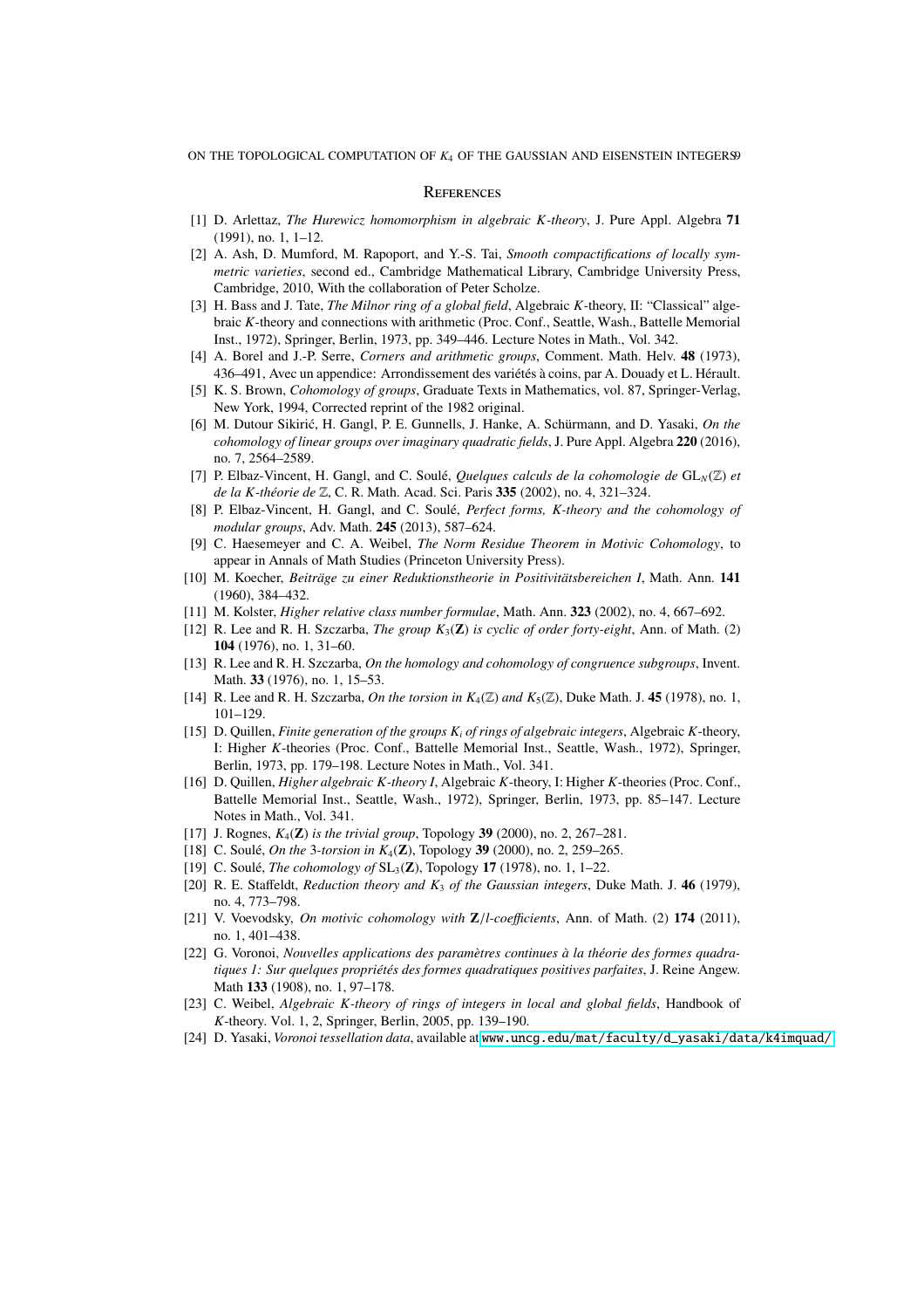## References

[1] D. Arlettaz, *The Hurewicz homomorphism in algebraic K-theory*, J. Pure Appl. Algebra **71** (1991), no. 1, 1–12.

[2] A. Ash, D. Mumford, M. Rapoport, and Y.-S. Tai, *Smooth compactifications of locally symmetric varieties*, second ed., Cambridge Mathematical Library, Cambridge University Press, Cambridge, 2010, With the collaboration of Peter Scholze.

[3] H. Bass and J. Tate, *The Milnor ring of a global field*, Algebraic K-theory, II: "Classical" algebraic K-theory and connections with arithmetic (Proc. Conf., Seattle, Wash., Battelle Memorial Inst., 1972), Springer, Berlin, 1973, pp. 349–446. Lecture Notes in Math., Vol. 342.

[4] A. Borel and J.-P. Serre, *Corners and arithmetic groups*, Comment. Math. Helv. **48** (1973), 436–491, Avec un appendice: Arrondissement des variétés à coins, par A. Douady et L. Hérault.

[5] K. S. Brown, *Cohomology of groups*, Graduate Texts in Mathematics, vol. 87, Springer-Verlag, New York, 1994, Corrected reprint of the 1982 original.

[6] M. Dutour Sikirić, H. Gangl, P. E. Gunnells, J. Hanke, A. Schürmann, and D. Yasaki, *On the cohomology of linear groups over imaginary quadratic fields*, J. Pure Appl. Algebra **220** (2016), no. 7, 2564–2589.

[7] P. Elbaz-Vincent, H. Gangl, and C. Soulé, *Quelques calculs de la cohomologie de $\mathrm{GL}_N(\mathbb{Z})$ et de la K-théorie de $\mathbb{Z}$*, C. R. Math. Acad. Sci. Paris **335** (2002), no. 4, 321–324.

[8] P. Elbaz-Vincent, H. Gangl, and C. Soulé, *Perfect forms, K-theory and the cohomology of modular groups*, Adv. Math. **245** (2013), 587–624.

[9] C. Haesemeyer and C. A. Weibel, *The Norm Residue Theorem in Motivic Cohomology*, to appear in Annals of Math Studies (Princeton University Press).

[10] M. Koecher, *Beiträge zu einer Reduktionstheorie in Positivitätsbereichen I*, Math. Ann. **141** (1960), 384–432.

[11] M. Kolster, *Higher relative class number formulae*, Math. Ann. **323** (2002), no. 4, 667–692.

[12] R. Lee and R. H. Szczarba, *The group $K_3(\mathbf{Z})$ is cyclic of order forty-eight*, Ann. of Math. (2) **104** (1976), no. 1, 31–60.

[13] R. Lee and R. H. Szczarba, *On the homology and cohomology of congruence subgroups*, Invent. Math. **33** (1976), no. 1, 15–53.

[14] R. Lee and R. H. Szczarba, *On the torsion in $K_4(\mathbb{Z})$ and $K_5(\mathbb{Z})$*, Duke Math. J. **45** (1978), no. 1, 101–129.

[15] D. Quillen, *Finite generation of the groups $K_i$ of rings of algebraic integers*, Algebraic K-theory, I: Higher K-theories (Proc. Conf., Battelle Memorial Inst., Seattle, Wash., 1972), Springer, Berlin, 1973, pp. 179–198. Lecture Notes in Math., Vol. 341.

[16] D. Quillen, *Higher algebraic K-theory I*, Algebraic K-theory, I: Higher K-theories (Proc. Conf., Battelle Memorial Inst., Seattle, Wash., 1972), Springer, Berlin, 1973, pp. 85–147. Lecture Notes in Math., Vol. 341.

[17] J. Rognes, *$K_4(\mathbf{Z})$ is the trivial group*, Topology **39** (2000), no. 2, 267–281.

[18] C. Soulé, *On the 3-torsion in $K_4(\mathbf{Z})$*, Topology **39** (2000), no. 2, 259–265.

[19] C. Soulé, *The cohomology of $\mathrm{SL}_3(\mathbf{Z})$*, Topology **17** (1978), no. 1, 1–22.

[20] R. E. Staffeldt, *Reduction theory and $K_3$ of the Gaussian integers*, Duke Math. J. **46** (1979), no. 4, 773–798.

[21] V. Voevodsky, *On motivic cohomology with $\mathbf{Z}/l$-coefficients*, Ann. of Math. (2) **174** (2011), no. 1, 401–438.

[22] G. Voronoi, *Nouvelles applications des paramètres continues à la théorie des formes quadratiques 1: Sur quelques propriétés des formes quadratiques positives parfaites*, J. Reine Angew. Math **133** (1908), no. 1, 97–178.

[23] C. Weibel, *Algebraic K-theory of rings of integers in local and global fields*, Handbook of K-theory. Vol. 1, 2, Springer, Berlin, 2005, pp. 139–190.

[24] D. Yasaki, *Voronoi tessellation data*, available at www.uncg.edu/mat/faculty/d_yasaki/data/k4imquad/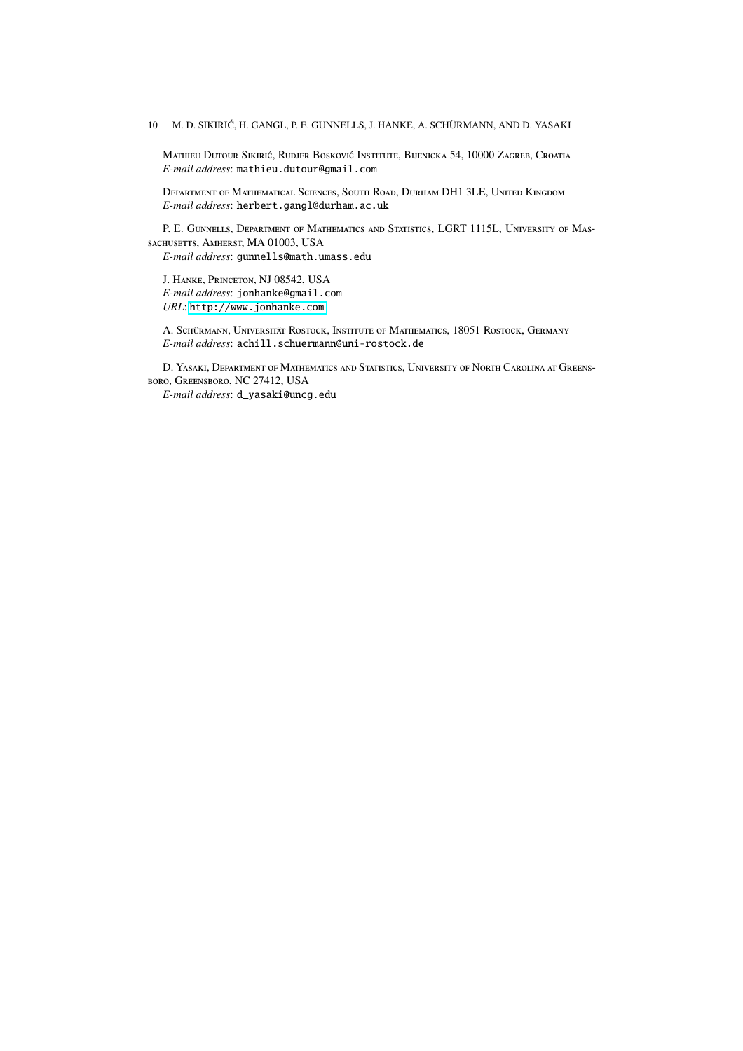Mathieu Dutour Sikirić, Rudjer Bosković Institute, Bijenicka 54, 10000 Zagreb, Croatia
*E-mail address*: mathieu.dutour@gmail.com

Department of Mathematical Sciences, South Road, Durham DH1 3LE, United Kingdom
*E-mail address*: herbert.gangl@durham.ac.uk

P. E. Gunnells, Department of Mathematics and Statistics, LGRT 1115L, University of Massachusetts, Amherst, MA 01003, USA
*E-mail address*: gunnells@math.umass.edu

J. Hanke, Princeton, NJ 08542, USA
*E-mail address*: jonhanke@gmail.com
*URL*: http://www.jonhanke.com

A. Schürmann, Universität Rostock, Institute of Mathematics, 18051 Rostock, Germany
*E-mail address*: achill.schuermann@uni-rostock.de

D. Yasaki, Department of Mathematics and Statistics, University of North Carolina at Greensboro, Greensboro, NC 27412, USA
*E-mail address*: d_yasaki@uncg.edu